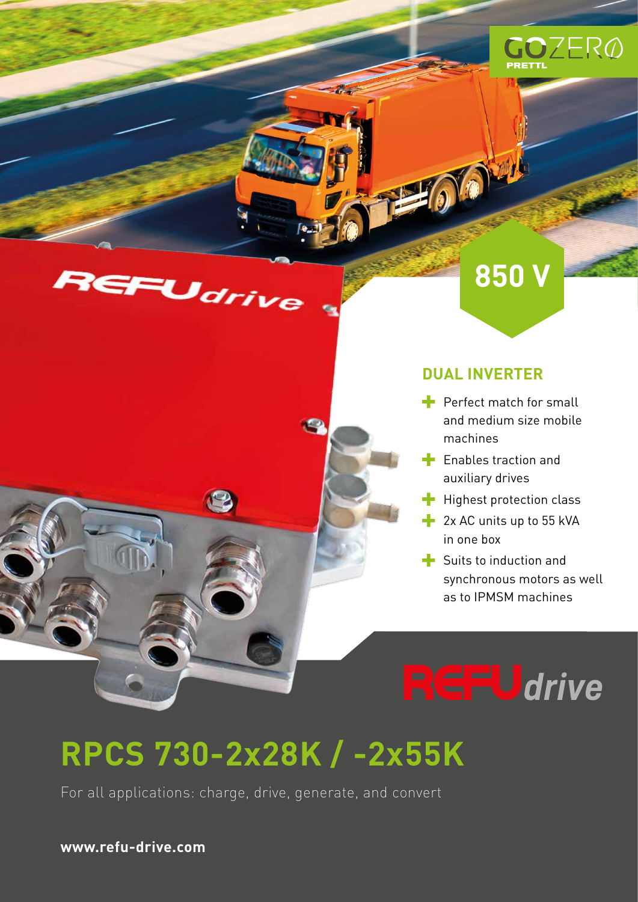GOZERO PRETTL

850 V

## DUAL INVERTER

- Perfect match for small and medium size mobile machines
- Enables traction and auxiliary drives
- Highest protection class
- 2x AC units up to 55 kVA in one box
- Suits to induction and synchronous motors as well as to IPMSM machines

REFUdrive

# RPCS 730-2x28K / -2x55K

For all applications: charge, drive, generate, and convert

**www.refu-drive.com**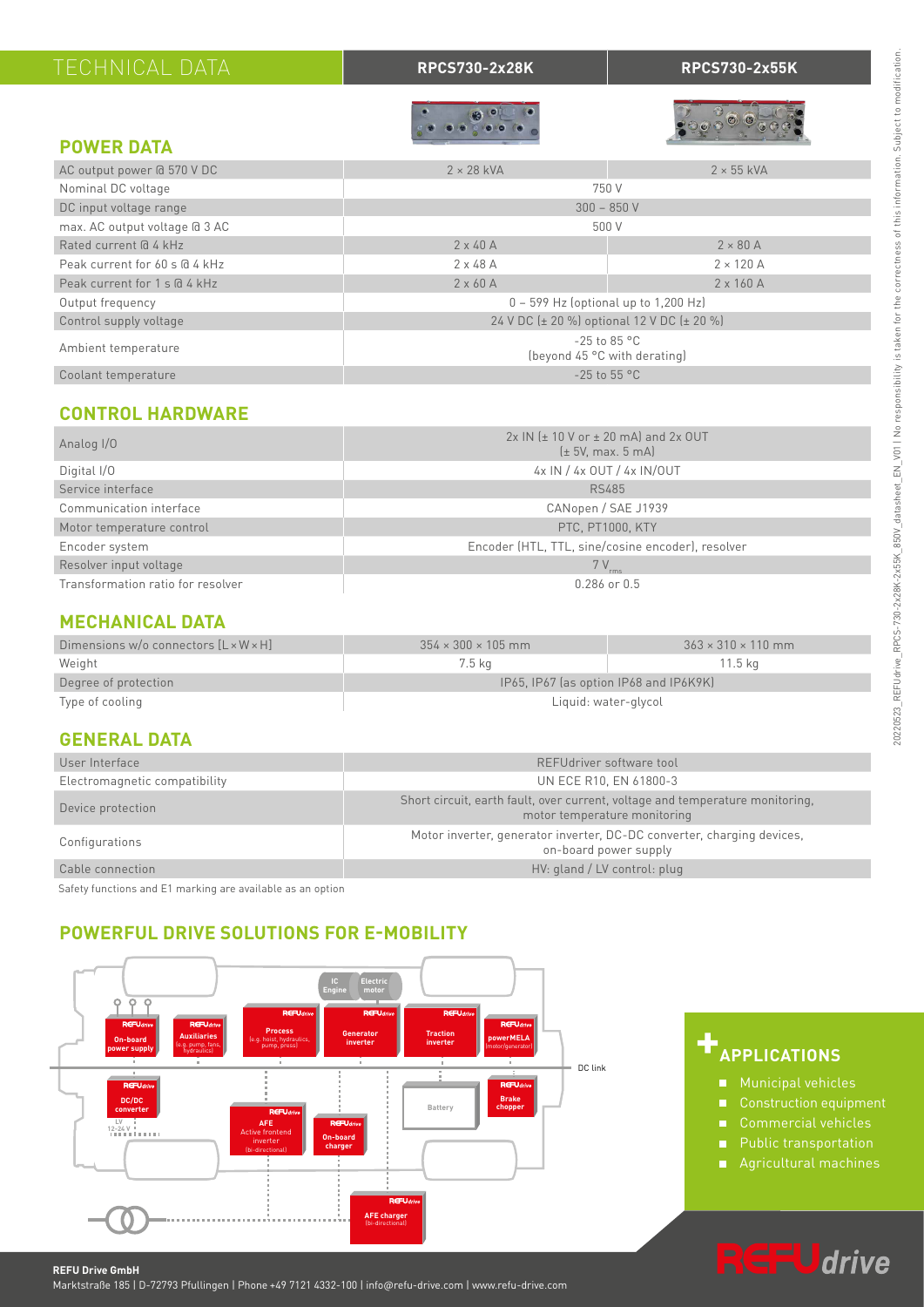# TECHNICAL DATA

## POWER DATA

| | RPCS730-2x28K | RPCS730-2x55K |
|---|---|---|
| AC output power @ 570 V DC | 2 × 28 kVA | 2 × 55 kVA |
| Nominal DC voltage | 750 V | |
| DC input voltage range | 300 – 850 V | |
| max. AC output voltage @ 3 AC | 500 V | |
| Rated current @ 4 kHz | 2 x 40 A | 2 × 80 A |
| Peak current for 60 s @ 4 kHz | 2 x 48 A | 2 × 120 A |
| Peak current for 1 s @ 4 kHz | 2 x 60 A | 2 x 160 A |
| Output frequency | 0 – 599 Hz (optional up to 1,200 Hz) | |
| Control supply voltage | 24 V DC (± 20 %) optional 12 V DC (± 20 %) | |
| Ambient temperature | -25 to 85 °C (beyond 45 °C with derating) | |
| Coolant temperature | -25 to 55 °C | |

## CONTROL HARDWARE

| | |
|---|---|
| Analog I/O | 2x IN (± 10 V or ± 20 mA) and 2x OUT (± 5V, max. 5 mA) |
| Digital I/O | 4x IN / 4x OUT / 4x IN/OUT |
| Service interface | RS485 |
| Communication interface | CANopen / SAE J1939 |
| Motor temperature control | PTC, PT1000, KTY |
| Encoder system | Encoder (HTL, TTL, sine/cosine encoder), resolver |
| Resolver input voltage | $7\ V_{rms}$ |
| Transformation ratio for resolver | 0.286 or 0.5 |

## MECHANICAL DATA

| | RPCS730-2x28K | RPCS730-2x55K |
|---|---|---|
| Dimensions w/o connectors [L × W × H] | 354 × 300 × 105 mm | 363 × 310 × 110 mm |
| Weight | 7.5 kg | 11.5 kg |
| Degree of protection | IP65, IP67 (as option IP68 and IP6K9K) | |
| Type of cooling | Liquid: water-glycol | |

## GENERAL DATA

| | |
|---|---|
| User Interface | REFUdriver software tool |
| Electromagnetic compatibility | UN ECE R10, EN 61800-3 |
| Device protection | Short circuit, earth fault, over current, voltage and temperature monitoring, motor temperature monitoring |
| Configurations | Motor inverter, generator inverter, DC-DC converter, charging devices, on-board power supply |
| Cable connection | HV: gland / LV control: plug |

Safety functions and E1 marking are available as an option

## POWERFUL DRIVE SOLUTIONS FOR E-MOBILITY

IC Engine
Electric motor
On-board power supply
Auxiliaries (e.g. pump, fans, hydraulics)
Process (e.g. hoist, hydraulics, pump, press)
Generator inverter
Traction inverter
powerMELA motor/generator
DC link
DC/DC converter
LV 12-24 V
AFE Active frontend inverter (bi-directional)
On-board charger
Battery
Brake chopper
AFE charger (bi-directional)

## APPLICATIONS

- Municipal vehicles
- Construction equipment
- Commercial vehicles
- Public transportation
- Agricultural machines

REFUdrive

**REFU Drive GmbH**
Marktstraße 185 | D-72793 Pfullingen | Phone +49 7121 4332-100 | info@refu-drive.com | www.refu-drive.com

20220523_REFUdrive_RPCS-730-2x28K-2x55K_850V_datasheet_EN_V01 | No responsibility is taken for the correctness of this information. Subject to modification.